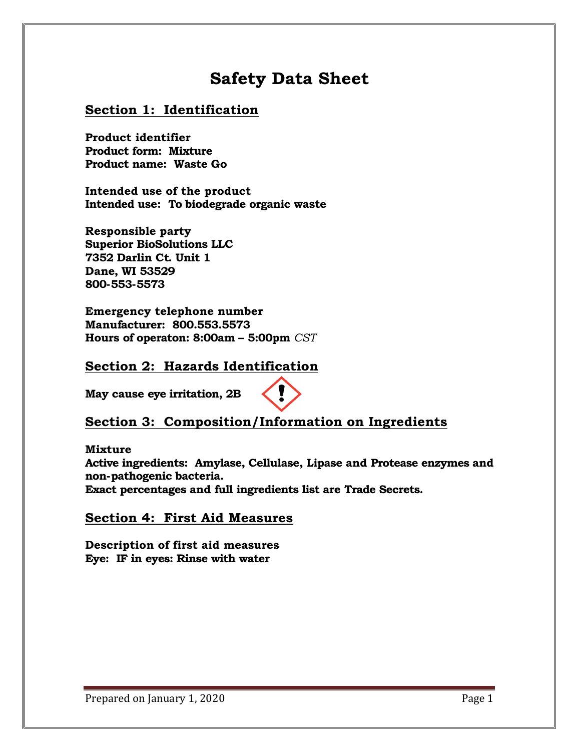# Safety Data Sheet

## Section 1: Identification

**Product identifier**
**Product form: Mixture**
**Product name: Waste Go**

**Intended use of the product**
**Intended use: To biodegrade organic waste**

**Responsible party**
**Superior BioSolutions LLC**
**7352 Darlin Ct. Unit 1**
**Dane, WI 53529**
**800-553-5573**

**Emergency telephone number**
**Manufacturer: 800.553.5573**
**Hours of operaton: 8:00am – 5:00pm** *CST*

## Section 2: Hazards Identification

**May cause eye irritation, 2B**

## Section 3: Composition/Information on Ingredients

**Mixture**
**Active ingredients: Amylase, Cellulase, Lipase and Protease enzymes and non-pathogenic bacteria.**
**Exact percentages and full ingredients list are Trade Secrets.**

## Section 4: First Aid Measures

**Description of first aid measures**
**Eye: IF in eyes: Rinse with water**

Prepared on January 1, 2020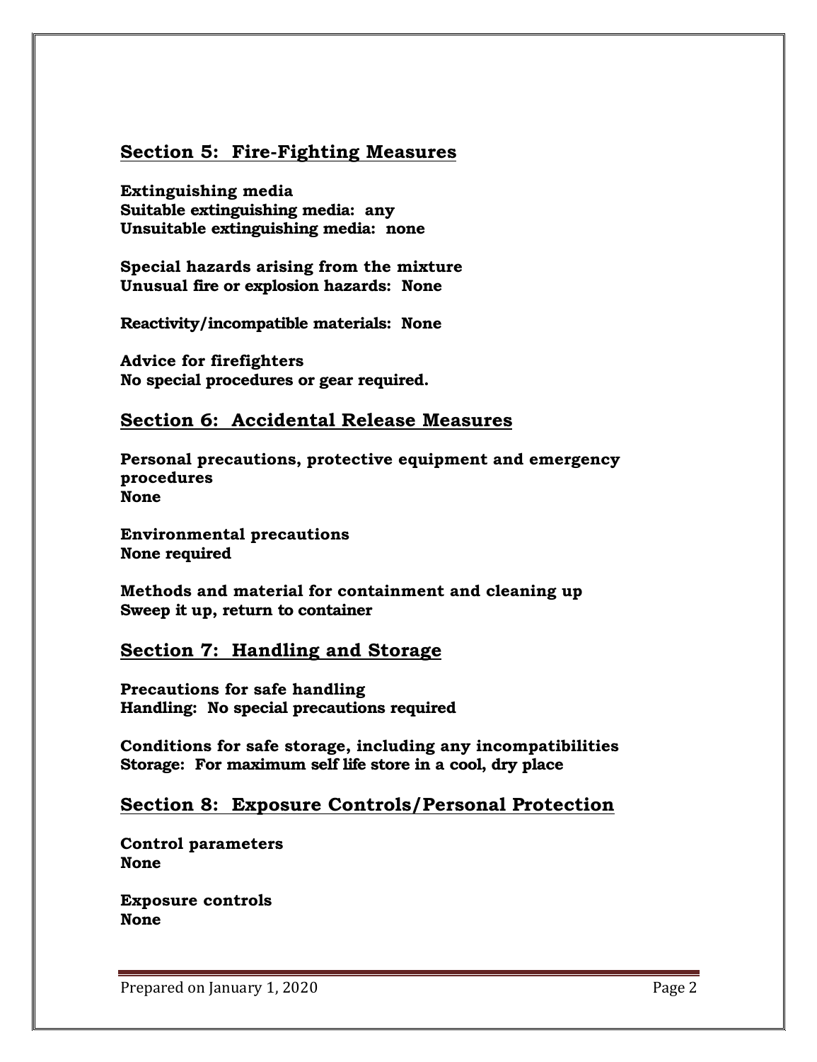## Section 5: Fire-Fighting Measures

**Extinguishing media**
**Suitable extinguishing media: any**
**Unsuitable extinguishing media: none**

**Special hazards arising from the mixture**
**Unusual fire or explosion hazards: None**

**Reactivity/incompatible materials: None**

**Advice for firefighters**
**No special procedures or gear required.**

## Section 6: Accidental Release Measures

**Personal precautions, protective equipment and emergency procedures**
**None**

**Environmental precautions**
**None required**

**Methods and material for containment and cleaning up**
**Sweep it up, return to container**

## Section 7: Handling and Storage

**Precautions for safe handling**
**Handling: No special precautions required**

**Conditions for safe storage, including any incompatibilities**
**Storage: For maximum self life store in a cool, dry place**

## Section 8: Exposure Controls/Personal Protection

**Control parameters**
**None**

**Exposure controls**
**None**

Prepared on January 1, 2020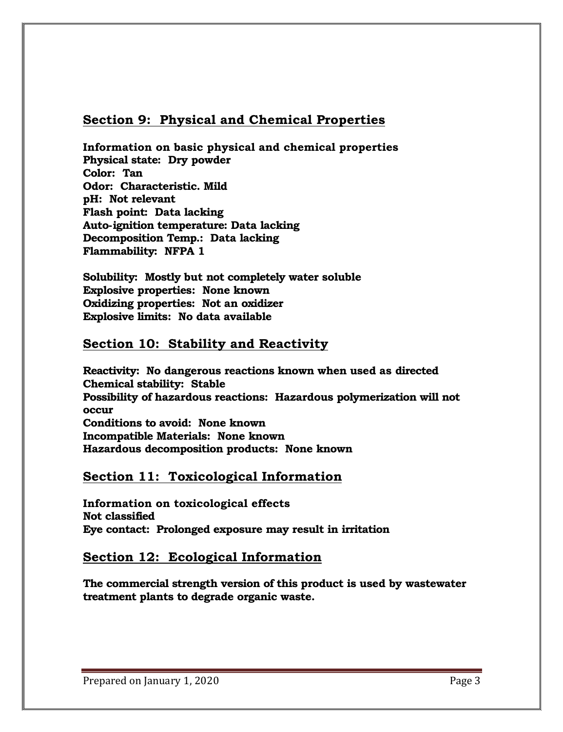## Section 9: Physical and Chemical Properties

**Information on basic physical and chemical properties**
**Physical state: Dry powder**
**Color: Tan**
**Odor: Characteristic. Mild**
**pH: Not relevant**
**Flash point: Data lacking**
**Auto-ignition temperature: Data lacking**
**Decomposition Temp.: Data lacking**
**Flammability: NFPA 1**

**Solubility: Mostly but not completely water soluble**
**Explosive properties: None known**
**Oxidizing properties: Not an oxidizer**
**Explosive limits: No data available**

## Section 10: Stability and Reactivity

**Reactivity: No dangerous reactions known when used as directed**
**Chemical stability: Stable**
**Possibility of hazardous reactions: Hazardous polymerization will not occur**
**Conditions to avoid: None known**
**Incompatible Materials: None known**
**Hazardous decomposition products: None known**

## Section 11: Toxicological Information

**Information on toxicological effects**
**Not classified**
**Eye contact: Prolonged exposure may result in irritation**

## Section 12: Ecological Information

**The commercial strength version of this product is used by wastewater treatment plants to degrade organic waste.**

Prepared on January 1, 2020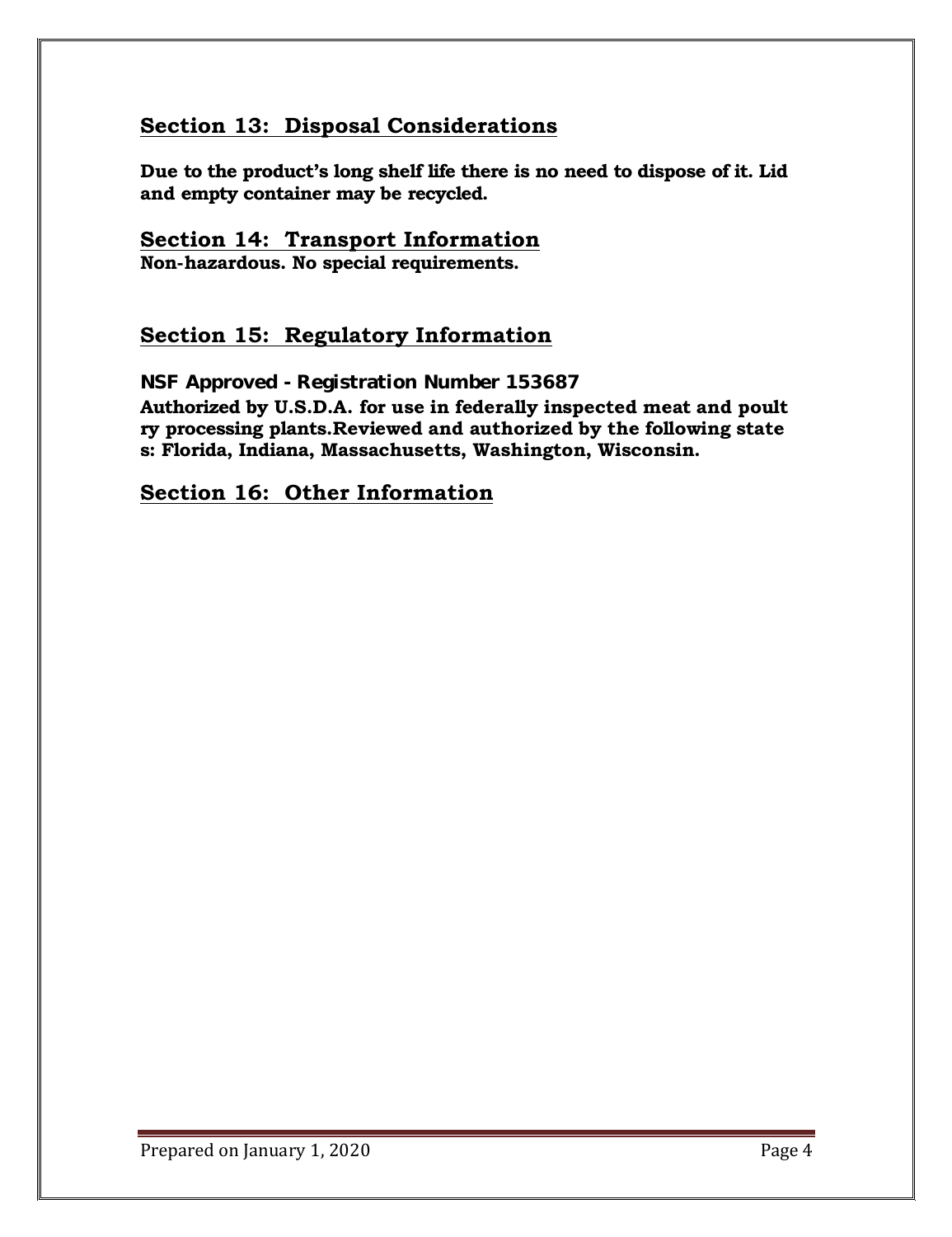## Section 13: Disposal Considerations

**Due to the product's long shelf life there is no need to dispose of it. Lid and empty container may be recycled.**

## Section 14: Transport Information

**Non-hazardous. No special requirements.**

## Section 15: Regulatory Information

**NSF Approved - Registration Number 153687**

**Authorized by U.S.D.A. for use in federally inspected meat and poult ry processing plants.Reviewed and authorized by the following state s: Florida, Indiana, Massachusetts, Washington, Wisconsin.**

## Section 16: Other Information